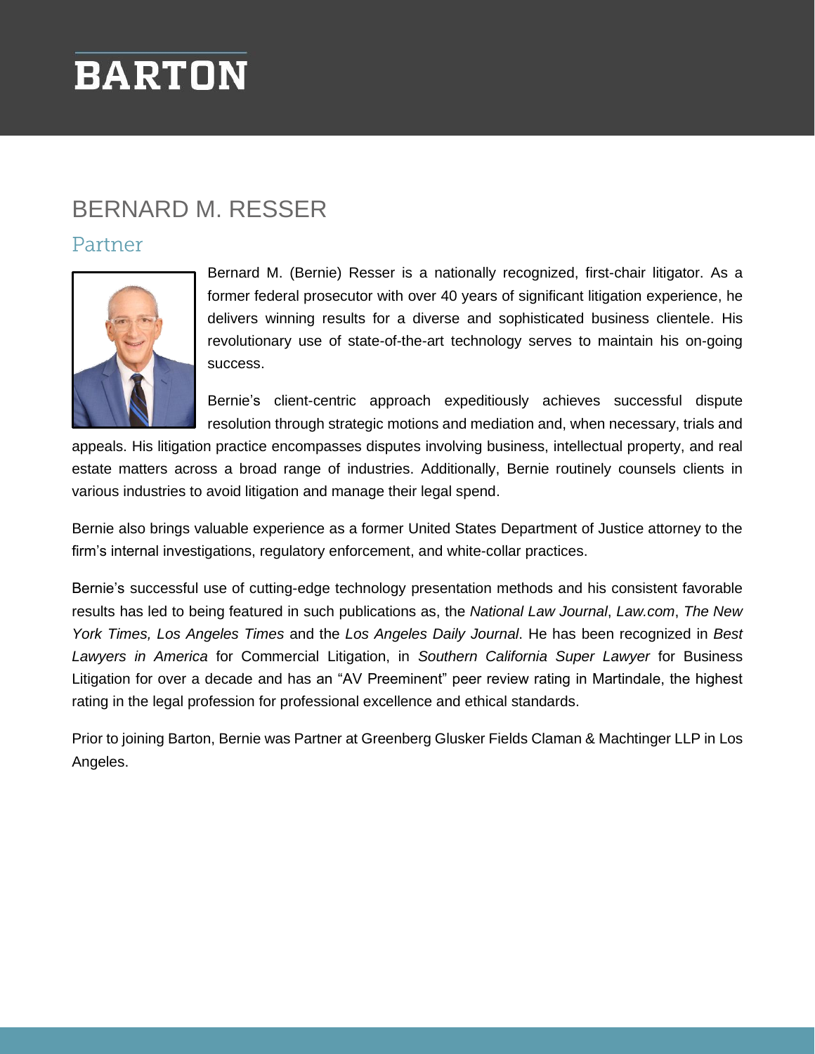# BARTON

## BERNARD M. RESSER

### Partner

Bernard M. (Bernie) Resser is a nationally recognized, first-chair litigator. As a former federal prosecutor with over 40 years of significant litigation experience, he delivers winning results for a diverse and sophisticated business clientele. His revolutionary use of state-of-the-art technology serves to maintain his on-going success.

Bernie's client-centric approach expeditiously achieves successful dispute resolution through strategic motions and mediation and, when necessary, trials and appeals. His litigation practice encompasses disputes involving business, intellectual property, and real estate matters across a broad range of industries. Additionally, Bernie routinely counsels clients in various industries to avoid litigation and manage their legal spend.

Bernie also brings valuable experience as a former United States Department of Justice attorney to the firm's internal investigations, regulatory enforcement, and white-collar practices.

Bernie's successful use of cutting-edge technology presentation methods and his consistent favorable results has led to being featured in such publications as, the *National Law Journal*, *Law.com*, *The New York Times, Los Angeles Times* and the *Los Angeles Daily Journal*. He has been recognized in *Best Lawyers in America* for Commercial Litigation, in *Southern California Super Lawyer* for Business Litigation for over a decade and has an "AV Preeminent" peer review rating in Martindale, the highest rating in the legal profession for professional excellence and ethical standards.

Prior to joining Barton, Bernie was Partner at Greenberg Glusker Fields Claman & Machtinger LLP in Los Angeles.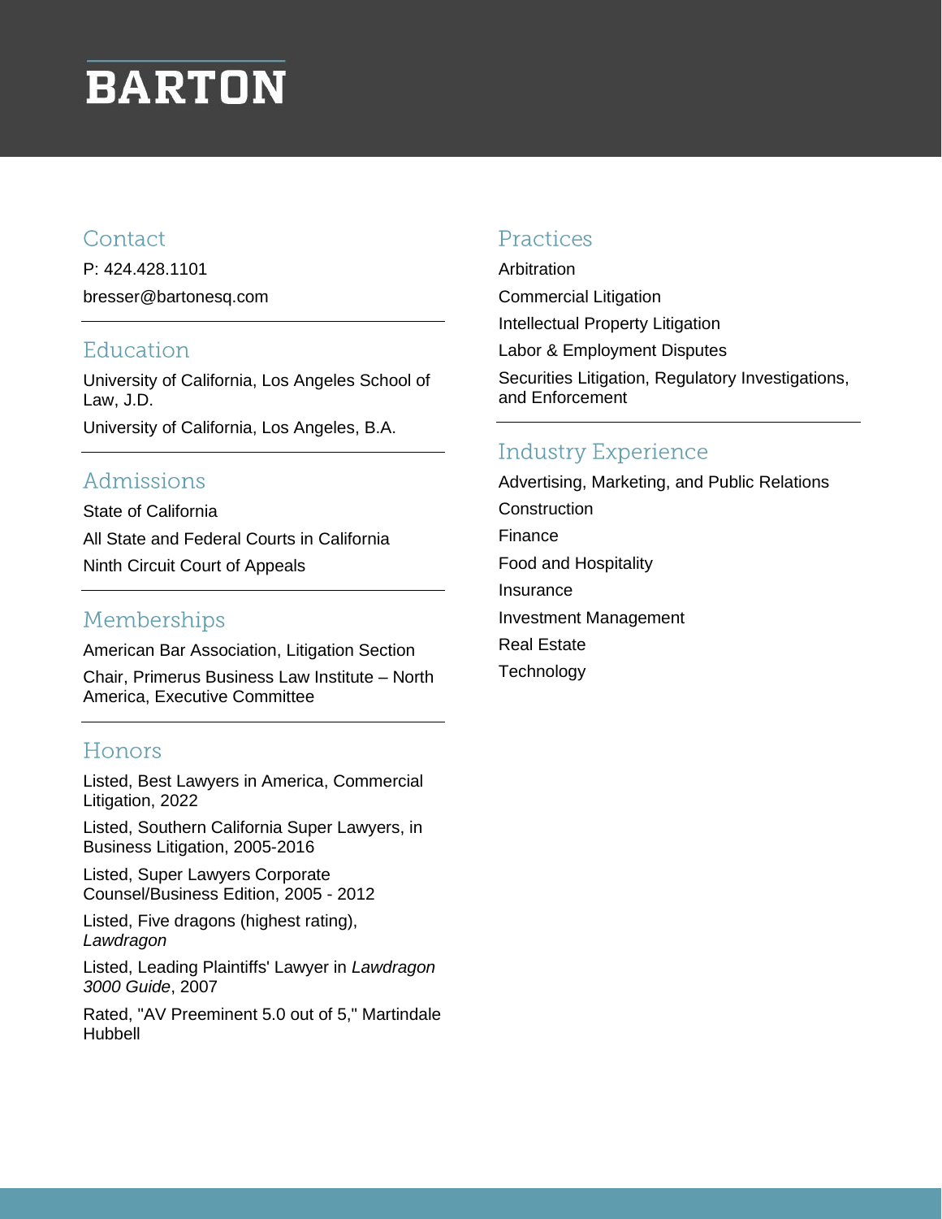# BARTON

## Contact

P: 424.428.1101

bresser@bartonesq.com

## Education

University of California, Los Angeles School of Law, J.D.

University of California, Los Angeles, B.A.

## Admissions

State of California

All State and Federal Courts in California

Ninth Circuit Court of Appeals

## Memberships

American Bar Association, Litigation Section

Chair, Primerus Business Law Institute – North America, Executive Committee

## Honors

Listed, Best Lawyers in America, Commercial Litigation, 2022

Listed, Southern California Super Lawyers, in Business Litigation, 2005-2016

Listed, Super Lawyers Corporate Counsel/Business Edition, 2005 - 2012

Listed, Five dragons (highest rating), *Lawdragon*

Listed, Leading Plaintiffs' Lawyer in *Lawdragon 3000 Guide*, 2007

Rated, "AV Preeminent 5.0 out of 5," Martindale Hubbell

## Practices

Arbitration

Commercial Litigation

Intellectual Property Litigation

Labor & Employment Disputes

Securities Litigation, Regulatory Investigations, and Enforcement

## Industry Experience

Advertising, Marketing, and Public Relations

Construction

Finance

Food and Hospitality

Insurance

Investment Management

Real Estate

Technology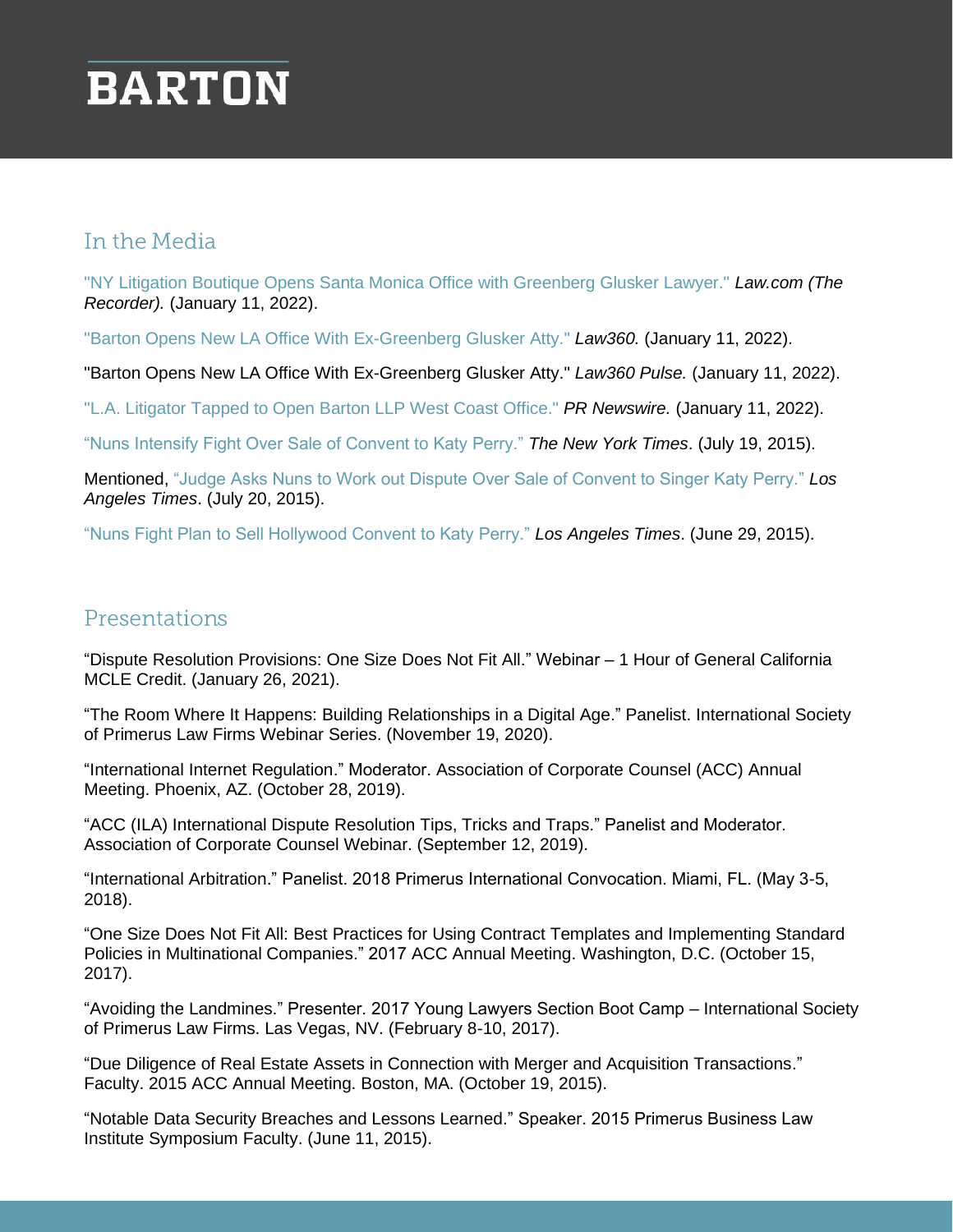## In the Media

"NY Litigation Boutique Opens Santa Monica Office with Greenberg Glusker Lawyer." *Law.com (The Recorder).* (January 11, 2022).

"Barton Opens New LA Office With Ex-Greenberg Glusker Atty." *Law360.* (January 11, 2022).

"Barton Opens New LA Office With Ex-Greenberg Glusker Atty." *Law360 Pulse.* (January 11, 2022).

"L.A. Litigator Tapped to Open Barton LLP West Coast Office." *PR Newswire.* (January 11, 2022).

"Nuns Intensify Fight Over Sale of Convent to Katy Perry." *The New York Times*. (July 19, 2015).

Mentioned, "Judge Asks Nuns to Work out Dispute Over Sale of Convent to Singer Katy Perry." *Los Angeles Times*. (July 20, 2015).

"Nuns Fight Plan to Sell Hollywood Convent to Katy Perry." *Los Angeles Times*. (June 29, 2015).

## Presentations

"Dispute Resolution Provisions: One Size Does Not Fit All." Webinar – 1 Hour of General California MCLE Credit. (January 26, 2021).

"The Room Where It Happens: Building Relationships in a Digital Age." Panelist. International Society of Primerus Law Firms Webinar Series. (November 19, 2020).

"International Internet Regulation." Moderator. Association of Corporate Counsel (ACC) Annual Meeting. Phoenix, AZ. (October 28, 2019).

"ACC (ILA) International Dispute Resolution Tips, Tricks and Traps." Panelist and Moderator. Association of Corporate Counsel Webinar. (September 12, 2019).

"International Arbitration." Panelist. 2018 Primerus International Convocation. Miami, FL. (May 3-5, 2018).

"One Size Does Not Fit All: Best Practices for Using Contract Templates and Implementing Standard Policies in Multinational Companies." 2017 ACC Annual Meeting. Washington, D.C. (October 15, 2017).

"Avoiding the Landmines." Presenter. 2017 Young Lawyers Section Boot Camp – International Society of Primerus Law Firms. Las Vegas, NV. (February 8-10, 2017).

"Due Diligence of Real Estate Assets in Connection with Merger and Acquisition Transactions." Faculty. 2015 ACC Annual Meeting. Boston, MA. (October 19, 2015).

"Notable Data Security Breaches and Lessons Learned." Speaker. 2015 Primerus Business Law Institute Symposium Faculty. (June 11, 2015).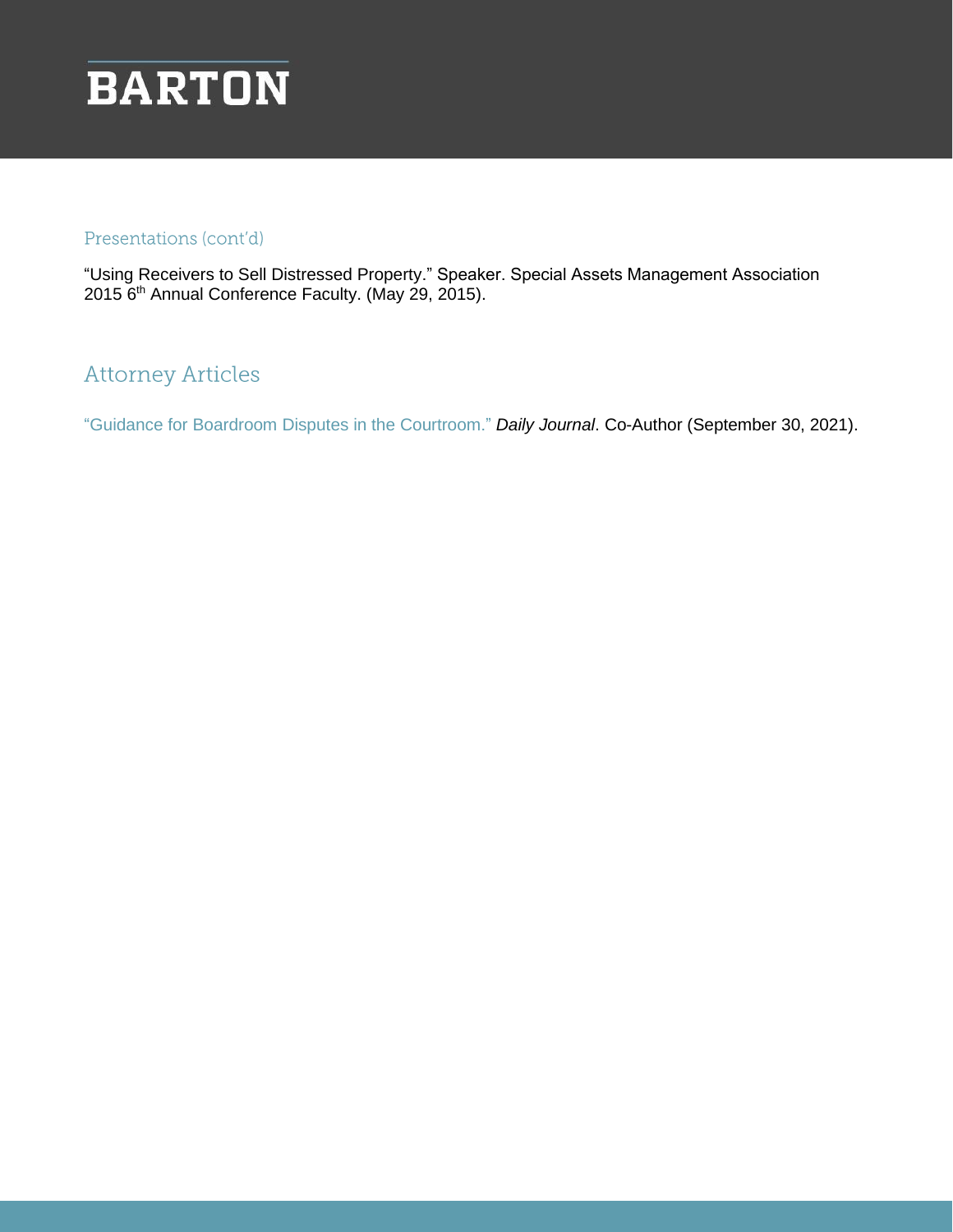### Presentations (cont'd)

"Using Receivers to Sell Distressed Property." Speaker. Special Assets Management Association 2015 6th Annual Conference Faculty. (May 29, 2015).

## Attorney Articles

"Guidance for Boardroom Disputes in the Courtroom." *Daily Journal*. Co-Author (September 30, 2021).